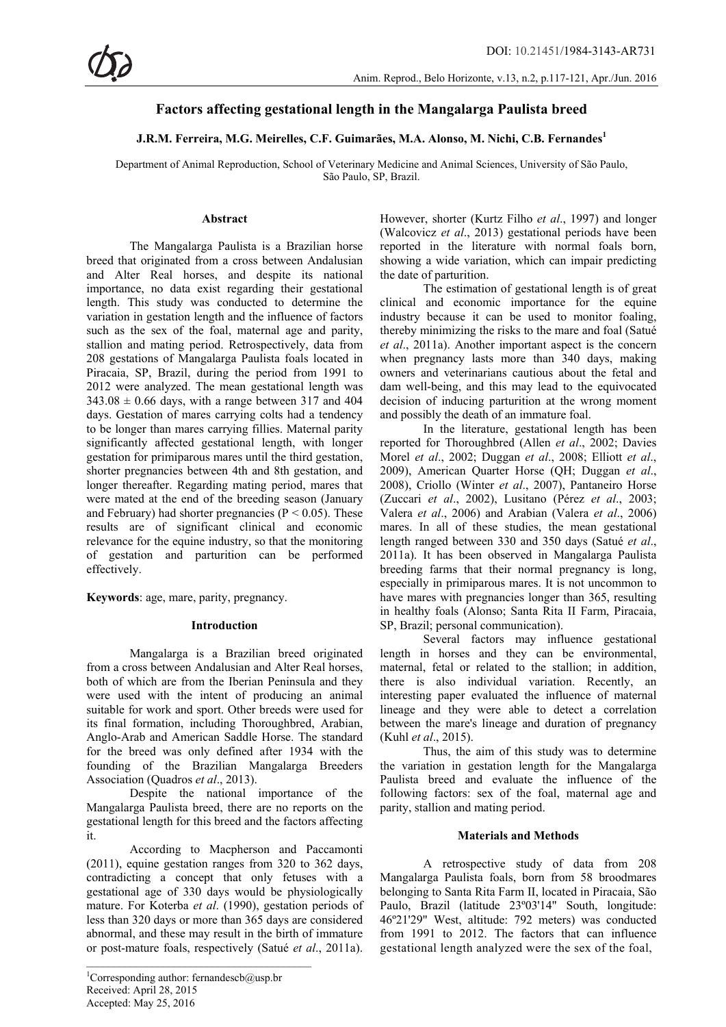# Factors affecting gestational length in the Mangalarga Paulista breed

**J.R.M. Ferreira, M.G. Meirelles, C.F. Guimarães, M.A. Alonso, M. Nichi, C.B. Fernandes[1]**

Department of Animal Reproduction, School of Veterinary Medicine and Animal Sciences, University of São Paulo, São Paulo, SP, Brazil.

## Abstract

The Mangalarga Paulista is a Brazilian horse breed that originated from a cross between Andalusian and Alter Real horses, and despite its national importance, no data exist regarding their gestational length. This study was conducted to determine the variation in gestation length and the influence of factors such as the sex of the foal, maternal age and parity, stallion and mating period. Retrospectively, data from 208 gestations of Mangalarga Paulista foals located in Piracaia, SP, Brazil, during the period from 1991 to 2012 were analyzed. The mean gestational length was $343.08 \pm 0.66$ days, with a range between 317 and 404 days. Gestation of mares carrying colts had a tendency to be longer than mares carrying fillies. Maternal parity significantly affected gestational length, with longer gestation for primiparous mares until the third gestation, shorter pregnancies between 4th and 8th gestation, and longer thereafter. Regarding mating period, mares that were mated at the end of the breeding season (January and February) had shorter pregnancies ($P < 0.05$). These results are of significant clinical and economic relevance for the equine industry, so that the monitoring of gestation and parturition can be performed effectively.

**Keywords**: age, mare, parity, pregnancy.

## Introduction

Mangalarga is a Brazilian breed originated from a cross between Andalusian and Alter Real horses, both of which are from the Iberian Peninsula and they were used with the intent of producing an animal suitable for work and sport. Other breeds were used for its final formation, including Thoroughbred, Arabian, Anglo-Arab and American Saddle Horse. The standard for the breed was only defined after 1934 with the founding of the Brazilian Mangalarga Breeders Association (Quadros *et al*., 2013).

Despite the national importance of the Mangalarga Paulista breed, there are no reports on the gestational length for this breed and the factors affecting it.

According to Macpherson and Paccamonti (2011), equine gestation ranges from 320 to 362 days, contradicting a concept that only fetuses with a gestational age of 330 days would be physiologically mature. For Koterba *et al*. (1990), gestation periods of less than 320 days or more than 365 days are considered abnormal, and these may result in the birth of immature or post-mature foals, respectively (Satué *et al*., 2011a). However, shorter (Kurtz Filho *et al*., 1997) and longer (Walcovicz *et al*., 2013) gestational periods have been reported in the literature with normal foals born, showing a wide variation, which can impair predicting the date of parturition.

The estimation of gestational length is of great clinical and economic importance for the equine industry because it can be used to monitor foaling, thereby minimizing the risks to the mare and foal (Satué *et al*., 2011a). Another important aspect is the concern when pregnancy lasts more than 340 days, making owners and veterinarians cautious about the fetal and dam well-being, and this may lead to the equivocated decision of inducing parturition at the wrong moment and possibly the death of an immature foal.

In the literature, gestational length has been reported for Thoroughbred (Allen *et al*., 2002; Davies Morel *et al*., 2002; Duggan *et al*., 2008; Elliott *et al*., 2009), American Quarter Horse (QH; Duggan *et al*., 2008), Criollo (Winter *et al*., 2007), Pantaneiro Horse (Zuccari *et al*., 2002), Lusitano (Pérez *et al*., 2003; Valera *et al*., 2006) and Arabian (Valera *et al*., 2006) mares. In all of these studies, the mean gestational length ranged between 330 and 350 days (Satué *et al*., 2011a). It has been observed in Mangalarga Paulista breeding farms that their normal pregnancy is long, especially in primiparous mares. It is not uncommon to have mares with pregnancies longer than 365, resulting in healthy foals (Alonso; Santa Rita II Farm, Piracaia, SP, Brazil; personal communication).

Several factors may influence gestational length in horses and they can be environmental, maternal, fetal or related to the stallion; in addition, there is also individual variation. Recently, an interesting paper evaluated the influence of maternal lineage and they were able to detect a correlation between the mare's lineage and duration of pregnancy (Kuhl *et al*., 2015).

Thus, the aim of this study was to determine the variation in gestation length for the Mangalarga Paulista breed and evaluate the influence of the following factors: sex of the foal, maternal age and parity, stallion and mating period.

## Materials and Methods

A retrospective study of data from 208 Mangalarga Paulista foals, born from 58 broodmares belonging to Santa Rita Farm II, located in Piracaia, São Paulo, Brazil (latitude 23º03'14" South, longitude: 46º21'29" West, altitude: 792 meters) was conducted from 1991 to 2012. The factors that can influence gestational length analyzed were the sex of the foal,

---

[1]Corresponding author: fernandescb@usp.br
Received: April 28, 2015
Accepted: May 25, 2016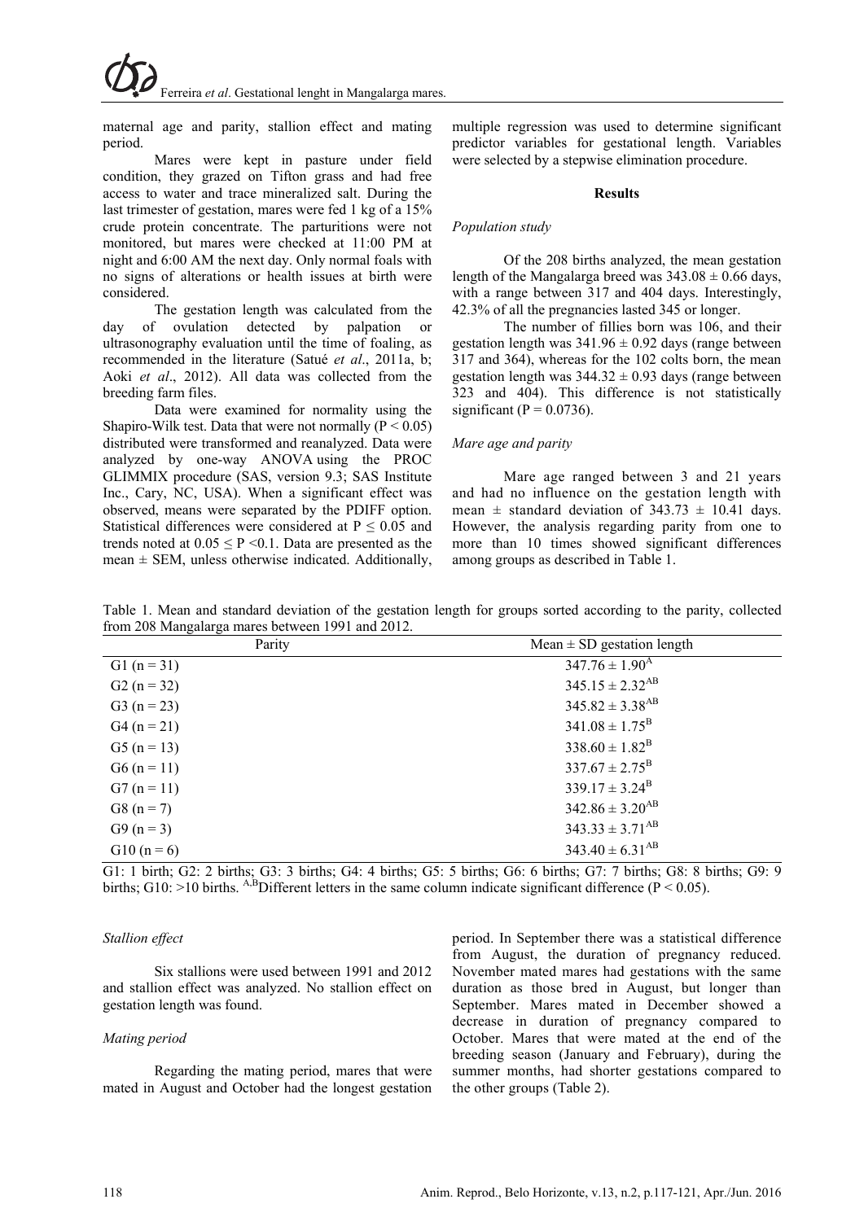maternal age and parity, stallion effect and mating period.

Mares were kept in pasture under field condition, they grazed on Tifton grass and had free access to water and trace mineralized salt. During the last trimester of gestation, mares were fed 1 kg of a 15% crude protein concentrate. The parturitions were not monitored, but mares were checked at 11:00 PM at night and 6:00 AM the next day. Only normal foals with no signs of alterations or health issues at birth were considered.

The gestation length was calculated from the day of ovulation detected by palpation or ultrasonography evaluation until the time of foaling, as recommended in the literature (Satué *et al*., 2011a, b; Aoki *et al*., 2012). All data was collected from the breeding farm files.

Data were examined for normality using the Shapiro-Wilk test. Data that were not normally ($P < 0.05$) distributed were transformed and reanalyzed. Data were analyzed by one-way ANOVA using the PROC GLIMMIX procedure (SAS, version 9.3; SAS Institute Inc., Cary, NC, USA). When a significant effect was observed, means were separated by the PDIFF option. Statistical differences were considered at $P \leq 0.05$ and trends noted at $0.05 \leq P < 0.1$. Data are presented as the mean ± SEM, unless otherwise indicated. Additionally, multiple regression was used to determine significant predictor variables for gestational length. Variables were selected by a stepwise elimination procedure.

## Results

### *Population study*

Of the 208 births analyzed, the mean gestation length of the Mangalarga breed was 343.08 ± 0.66 days, with a range between 317 and 404 days. Interestingly, 42.3% of all the pregnancies lasted 345 or longer.

The number of fillies born was 106, and their gestation length was 341.96 ± 0.92 days (range between 317 and 364), whereas for the 102 colts born, the mean gestation length was 344.32 ± 0.93 days (range between 323 and 404). This difference is not statistically significant ($P = 0.0736$).

### *Mare age and parity*

Mare age ranged between 3 and 21 years and had no influence on the gestation length with mean ± standard deviation of 343.73 ± 10.41 days. However, the analysis regarding parity from one to more than 10 times showed significant differences among groups as described in Table 1.

Table 1. Mean and standard deviation of the gestation length for groups sorted according to the parity, collected from 208 Mangalarga mares between 1991 and 2012.

| Parity | Mean ± SD gestation length |
|---|---|
| G1 (n = 31) | 347.76 ± 1.90$^{A}$ |
| G2 (n = 32) | 345.15 ± 2.32$^{AB}$ |
| G3 (n = 23) | 345.82 ± 3.38$^{AB}$ |
| G4 (n = 21) | 341.08 ± 1.75$^{B}$ |
| G5 (n = 13) | 338.60 ± 1.82$^{B}$ |
| G6 (n = 11) | 337.67 ± 2.75$^{B}$ |
| G7 (n = 11) | 339.17 ± 3.24$^{B}$ |
| G8 (n = 7) | 342.86 ± 3.20$^{AB}$ |
| G9 (n = 3) | 343.33 ± 3.71$^{AB}$ |
| G10 (n = 6) | 343.40 ± 6.31$^{AB}$ |

G1: 1 birth; G2: 2 births; G3: 3 births; G4: 4 births; G5: 5 births; G6: 6 births; G7: 7 births; G8: 8 births; G9: 9 births; G10: >10 births. $^{A,B}$Different letters in the same column indicate significant difference ($P < 0.05$).

### *Stallion effect*

Six stallions were used between 1991 and 2012 and stallion effect was analyzed. No stallion effect on gestation length was found.

### *Mating period*

Regarding the mating period, mares that were mated in August and October had the longest gestation period. In September there was a statistical difference from August, the duration of pregnancy reduced. November mated mares had gestations with the same duration as those bred in August, but longer than September. Mares mated in December showed a decrease in duration of pregnancy compared to October. Mares that were mated at the end of the breeding season (January and February), during the summer months, had shorter gestations compared to the other groups (Table 2).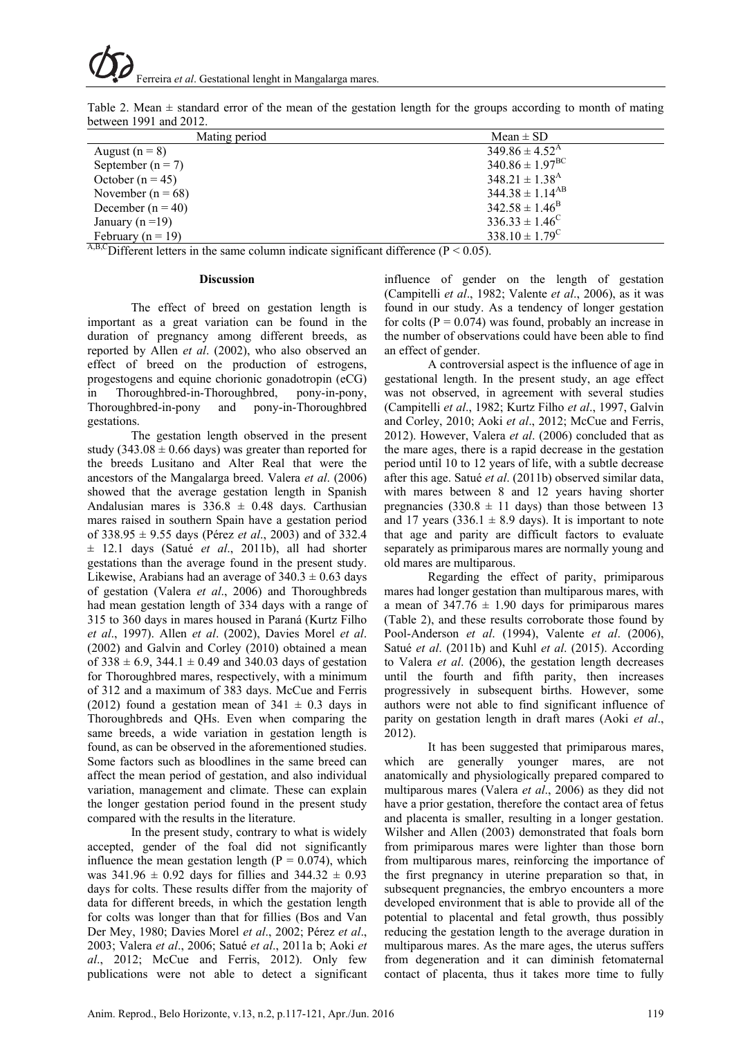Table 2. Mean ± standard error of the mean of the gestation length for the groups according to month of mating between 1991 and 2012.

| Mating period | Mean ± SD |
|---|---|
| August (n = 8) | 349.86 ± 4.52[A] |
| September (n = 7) | 340.86 ± 1.97[BC] |
| October (n = 45) | 348.21 ± 1.38[A] |
| November (n = 68) | 344.38 ± 1.14[AB] |
| December (n = 40) | 342.58 ± 1.46[B] |
| January (n =19) | 336.33 ± 1.46[C] |
| February (n = 19) | 338.10 ± 1.79[C] |

[A,B,C]Different letters in the same column indicate significant difference ($P < 0.05$).

#### Discussion

The effect of breed on gestation length is important as a great variation can be found in the duration of pregnancy among different breeds, as reported by Allen *et al*. (2002), who also observed an effect of breed on the production of estrogens, progestogens and equine chorionic gonadotropin (eCG) in Thoroughbred-in-Thoroughbred, pony-in-pony, Thoroughbred-in-pony and pony-in-Thoroughbred gestations.

The gestation length observed in the present study (343.08 ± 0.66 days) was greater than reported for the breeds Lusitano and Alter Real that were the ancestors of the Mangalarga breed. Valera *et al*. (2006) showed that the average gestation length in Spanish Andalusian mares is 336.8 ± 0.48 days. Carthusian mares raised in southern Spain have a gestation period of 338.95 ± 9.55 days (Pérez *et al*., 2003) and of 332.4 ± 12.1 days (Satué *et al*., 2011b), all had shorter gestations than the average found in the present study. Likewise, Arabians had an average of 340.3 ± 0.63 days of gestation (Valera *et al*., 2006) and Thoroughbreds had mean gestation length of 334 days with a range of 315 to 360 days in mares housed in Paraná (Kurtz Filho *et al*., 1997). Allen *et al*. (2002), Davies Morel *et al*. (2002) and Galvin and Corley (2010) obtained a mean of 338 ± 6.9, 344.1 ± 0.49 and 340.03 days of gestation for Thoroughbred mares, respectively, with a minimum of 312 and a maximum of 383 days. McCue and Ferris (2012) found a gestation mean of 341 ± 0.3 days in Thoroughbreds and QHs. Even when comparing the same breeds, a wide variation in gestation length is found, as can be observed in the aforementioned studies. Some factors such as bloodlines in the same breed can affect the mean period of gestation, and also individual variation, management and climate. These can explain the longer gestation period found in the present study compared with the results in the literature.

In the present study, contrary to what is widely accepted, gender of the foal did not significantly influence the mean gestation length ($P = 0.074$), which was 341.96 ± 0.92 days for fillies and 344.32 ± 0.93 days for colts. These results differ from the majority of data for different breeds, in which the gestation length for colts was longer than that for fillies (Bos and Van Der Mey, 1980; Davies Morel *et al*., 2002; Pérez *et al*., 2003; Valera *et al*., 2006; Satué *et al*., 2011a b; Aoki *et al*., 2012; McCue and Ferris, 2012). Only few publications were not able to detect a significant influence of gender on the length of gestation (Campitelli *et al*., 1982; Valente *et al*., 2006), as it was found in our study. As a tendency of longer gestation for colts ($P = 0.074$) was found, probably an increase in the number of observations could have been able to find an effect of gender.

A controversial aspect is the influence of age in gestational length. In the present study, an age effect was not observed, in agreement with several studies (Campitelli *et al*., 1982; Kurtz Filho *et al*., 1997, Galvin and Corley, 2010; Aoki *et al*., 2012; McCue and Ferris, 2012). However, Valera *et al*. (2006) concluded that as the mare ages, there is a rapid decrease in the gestation period until 10 to 12 years of life, with a subtle decrease after this age. Satué *et al*. (2011b) observed similar data, with mares between 8 and 12 years having shorter pregnancies (330.8 ± 11 days) than those between 13 and 17 years (336.1 ± 8.9 days). It is important to note that age and parity are difficult factors to evaluate separately as primiparous mares are normally young and old mares are multiparous.

Regarding the effect of parity, primiparous mares had longer gestation than multiparous mares, with a mean of 347.76 ± 1.90 days for primiparous mares (Table 2), and these results corroborate those found by Pool-Anderson *et al*. (1994), Valente *et al*. (2006), Satué *et al*. (2011b) and Kuhl *et al*. (2015). According to Valera *et al*. (2006), the gestation length decreases until the fourth and fifth parity, then increases progressively in subsequent births. However, some authors were not able to find significant influence of parity on gestation length in draft mares (Aoki *et al*., 2012).

It has been suggested that primiparous mares, which are generally younger mares, are not anatomically and physiologically prepared compared to multiparous mares (Valera *et al*., 2006) as they did not have a prior gestation, therefore the contact area of fetus and placenta is smaller, resulting in a longer gestation. Wilsher and Allen (2003) demonstrated that foals born from primiparous mares were lighter than those born from multiparous mares, reinforcing the importance of the first pregnancy in uterine preparation so that, in subsequent pregnancies, the embryo encounters a more developed environment that is able to provide all of the potential to placental and fetal growth, thus possibly reducing the gestation length to the average duration in multiparous mares. As the mare ages, the uterus suffers from degeneration and it can diminish fetomaternal contact of placenta, thus it takes more time to fully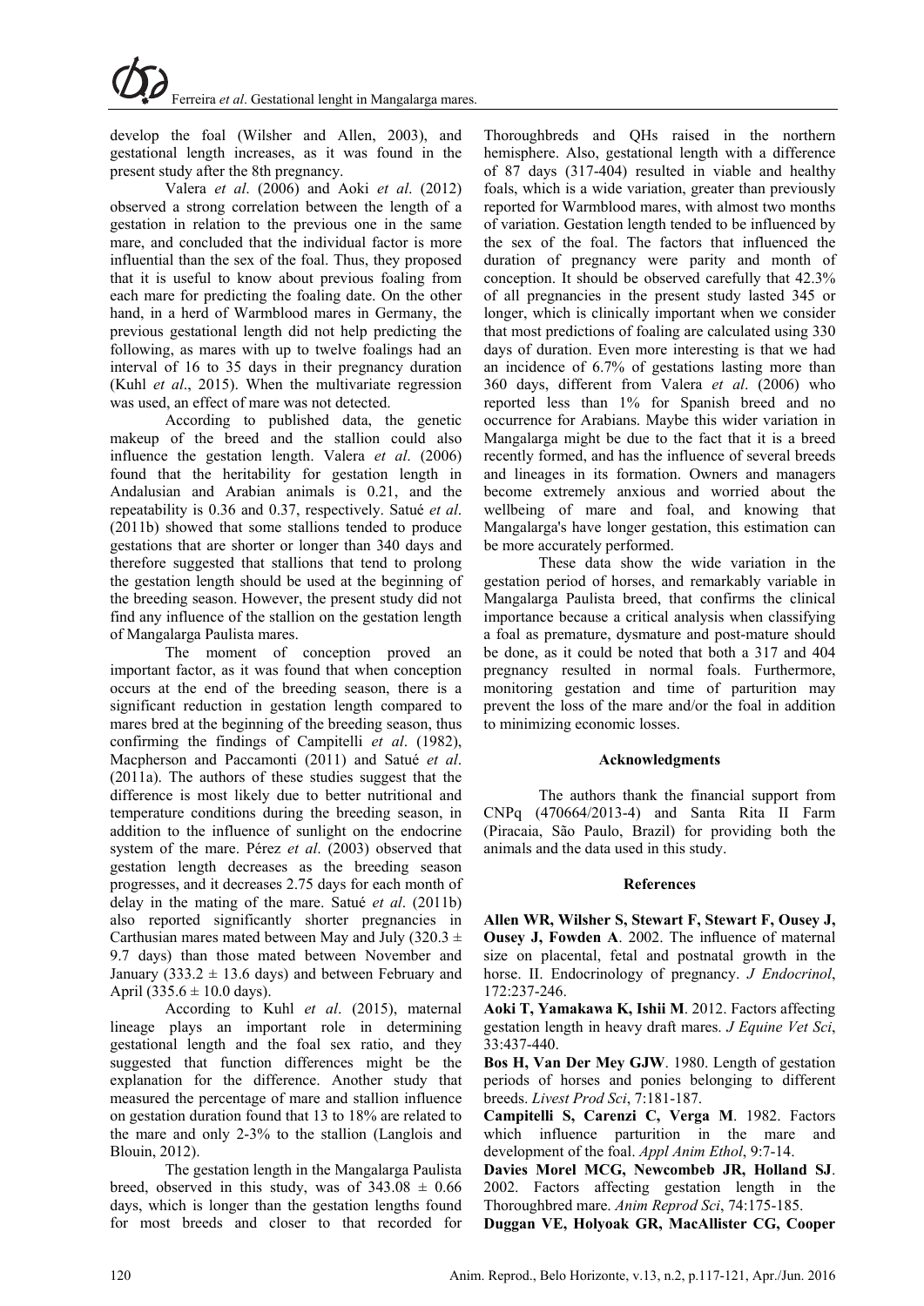develop the foal (Wilsher and Allen, 2003), and gestational length increases, as it was found in the present study after the 8th pregnancy.

Valera *et al*. (2006) and Aoki *et al*. (2012) observed a strong correlation between the length of a gestation in relation to the previous one in the same mare, and concluded that the individual factor is more influential than the sex of the foal. Thus, they proposed that it is useful to know about previous foaling from each mare for predicting the foaling date. On the other hand, in a herd of Warmblood mares in Germany, the previous gestational length did not help predicting the following, as mares with up to twelve foalings had an interval of 16 to 35 days in their pregnancy duration (Kuhl *et al*., 2015). When the multivariate regression was used, an effect of mare was not detected.

According to published data, the genetic makeup of the breed and the stallion could also influence the gestation length. Valera *et al*. (2006) found that the heritability for gestation length in Andalusian and Arabian animals is 0.21, and the repeatability is 0.36 and 0.37, respectively. Satué *et al*. (2011b) showed that some stallions tended to produce gestations that are shorter or longer than 340 days and therefore suggested that stallions that tend to prolong the gestation length should be used at the beginning of the breeding season. However, the present study did not find any influence of the stallion on the gestation length of Mangalarga Paulista mares.

The moment of conception proved an important factor, as it was found that when conception occurs at the end of the breeding season, there is a significant reduction in gestation length compared to mares bred at the beginning of the breeding season, thus confirming the findings of Campitelli *et al*. (1982), Macpherson and Paccamonti (2011) and Satué *et al*. (2011a). The authors of these studies suggest that the difference is most likely due to better nutritional and temperature conditions during the breeding season, in addition to the influence of sunlight on the endocrine system of the mare. Pérez *et al*. (2003) observed that gestation length decreases as the breeding season progresses, and it decreases 2.75 days for each month of delay in the mating of the mare. Satué *et al*. (2011b) also reported significantly shorter pregnancies in Carthusian mares mated between May and July ($320.3 \pm 9.7$ days) than those mated between November and January ($333.2 \pm 13.6$ days) and between February and April ($335.6 \pm 10.0$ days).

According to Kuhl *et al*. (2015), maternal lineage plays an important role in determining gestational length and the foal sex ratio, and they suggested that function differences might be the explanation for the difference. Another study that measured the percentage of mare and stallion influence on gestation duration found that 13 to 18% are related to the mare and only 2-3% to the stallion (Langlois and Blouin, 2012).

The gestation length in the Mangalarga Paulista breed, observed in this study, was of $343.08 \pm 0.66$ days, which is longer than the gestation lengths found for most breeds and closer to that recorded for Thoroughbreds and QHs raised in the northern hemisphere. Also, gestational length with a difference of 87 days (317-404) resulted in viable and healthy foals, which is a wide variation, greater than previously reported for Warmblood mares, with almost two months of variation. Gestation length tended to be influenced by the sex of the foal. The factors that influenced the duration of pregnancy were parity and month of conception. It should be observed carefully that 42.3% of all pregnancies in the present study lasted 345 or longer, which is clinically important when we consider that most predictions of foaling are calculated using 330 days of duration. Even more interesting is that we had an incidence of 6.7% of gestations lasting more than 360 days, different from Valera *et al*. (2006) who reported less than 1% for Spanish breed and no occurrence for Arabians. Maybe this wider variation in Mangalarga might be due to the fact that it is a breed recently formed, and has the influence of several breeds and lineages in its formation. Owners and managers become extremely anxious and worried about the wellbeing of mare and foal, and knowing that Mangalarga's have longer gestation, this estimation can be more accurately performed.

These data show the wide variation in the gestation period of horses, and remarkably variable in Mangalarga Paulista breed, that confirms the clinical importance because a critical analysis when classifying a foal as premature, dysmature and post-mature should be done, as it could be noted that both a 317 and 404 pregnancy resulted in normal foals. Furthermore, monitoring gestation and time of parturition may prevent the loss of the mare and/or the foal in addition to minimizing economic losses.

## Acknowledgments

The authors thank the financial support from CNPq (470664/2013-4) and Santa Rita II Farm (Piracaia, São Paulo, Brazil) for providing both the animals and the data used in this study.

## References

**Allen WR, Wilsher S, Stewart F, Stewart F, Ousey J, Ousey J, Fowden A**. 2002. The influence of maternal size on placental, fetal and postnatal growth in the horse. II. Endocrinology of pregnancy. *J Endocrinol*, 172:237-246.

**Aoki T, Yamakawa K, Ishii M**. 2012. Factors affecting gestation length in heavy draft mares. *J Equine Vet Sci*, 33:437-440.

**Bos H, Van Der Mey GJW**. 1980. Length of gestation periods of horses and ponies belonging to different breeds. *Livest Prod Sci*, 7:181-187.

**Campitelli S, Carenzi C, Verga M**. 1982. Factors which influence parturition in the mare and development of the foal. *Appl Anim Ethol*, 9:7-14.

**Davies Morel MCG, Newcombeb JR, Holland SJ**. 2002. Factors affecting gestation length in the Thoroughbred mare. *Anim Reprod Sci*, 74:175-185.

**Duggan VE, Holyoak GR, MacAllister CG, Cooper**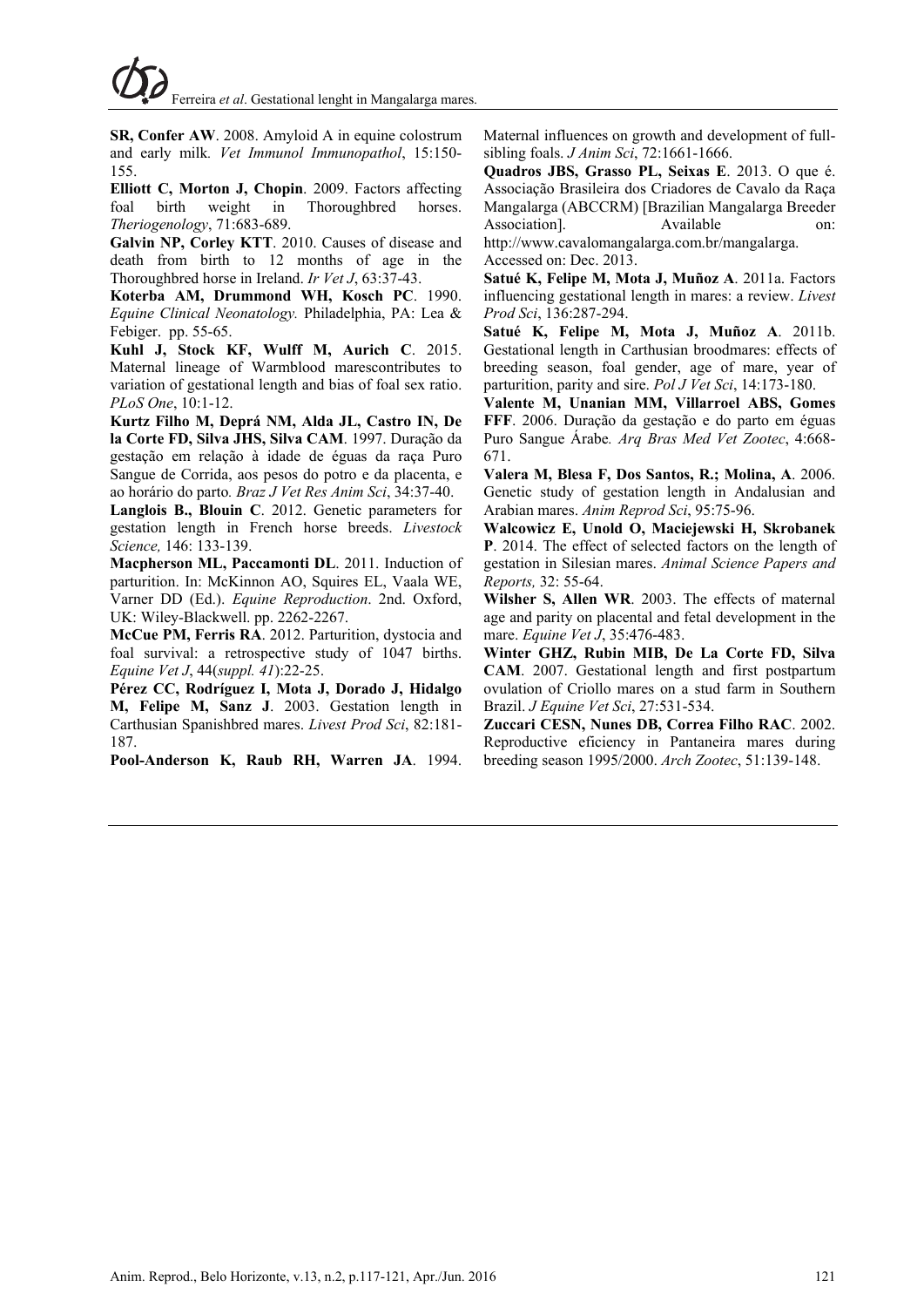**SR, Confer AW**. 2008. Amyloid A in equine colostrum and early milk. *Vet Immunol Immunopathol*, 15:150-155.

**Elliott C, Morton J, Chopin**. 2009. Factors affecting foal birth weight in Thoroughbred horses. *Theriogenology*, 71:683-689.

**Galvin NP, Corley KTT**. 2010. Causes of disease and death from birth to 12 months of age in the Thoroughbred horse in Ireland. *Ir Vet J*, 63:37-43.

**Koterba AM, Drummond WH, Kosch PC**. 1990. *Equine Clinical Neonatology.* Philadelphia, PA: Lea & Febiger. pp. 55-65.

**Kuhl J, Stock KF, Wulff M, Aurich C**. 2015. Maternal lineage of Warmblood marescontributes to variation of gestational length and bias of foal sex ratio. *PLoS One*, 10:1-12.

**Kurtz Filho M, Deprá NM, Alda JL, Castro IN, De la Corte FD, Silva JHS, Silva CAM**. 1997. Duração da gestação em relação à idade de éguas da raça Puro Sangue de Corrida, aos pesos do potro e da placenta, e ao horário do parto. *Braz J Vet Res Anim Sci*, 34:37-40.

**Langlois B., Blouin C**. 2012. Genetic parameters for gestation length in French horse breeds. *Livestock Science,* 146: 133-139.

**Macpherson ML, Paccamonti DL**. 2011. Induction of parturition. In: McKinnon AO, Squires EL, Vaala WE, Varner DD (Ed.). *Equine Reproduction*. 2nd. Oxford, UK: Wiley-Blackwell. pp. 2262-2267.

**McCue PM, Ferris RA**. 2012. Parturition, dystocia and foal survival: a retrospective study of 1047 births. *Equine Vet J*, 44(*suppl. 41*):22-25.

**Pérez CC, Rodríguez I, Mota J, Dorado J, Hidalgo M, Felipe M, Sanz J**. 2003. Gestation length in Carthusian Spanishbred mares. *Livest Prod Sci*, 82:181-187.

**Pool-Anderson K, Raub RH, Warren JA**. 1994. Maternal influences on growth and development of full-sibling foals. *J Anim Sci*, 72:1661-1666.

**Quadros JBS, Grasso PL, Seixas E**. 2013. O que é. Associação Brasileira dos Criadores de Cavalo da Raça Mangalarga (ABCCRM) [Brazilian Mangalarga Breeder Association]. Available on: http://www.cavalomangalarga.com.br/mangalarga. Accessed on: Dec. 2013.

**Satué K, Felipe M, Mota J, Muñoz A**. 2011a. Factors influencing gestational length in mares: a review. *Livest Prod Sci*, 136:287-294.

**Satué K, Felipe M, Mota J, Muñoz A**. 2011b. Gestational length in Carthusian broodmares: effects of breeding season, foal gender, age of mare, year of parturition, parity and sire. *Pol J Vet Sci*, 14:173-180.

**Valente M, Unanian MM, Villarroel ABS, Gomes FFF**. 2006. Duração da gestação e do parto em éguas Puro Sangue Árabe*. Arq Bras Med Vet Zootec*, 4:668-671.

**Valera M, Blesa F, Dos Santos, R.; Molina, A**. 2006. Genetic study of gestation length in Andalusian and Arabian mares. *Anim Reprod Sci*, 95:75-96.

**Walcowicz E, Unold O, Maciejewski H, Skrobanek P**. 2014. The effect of selected factors on the length of gestation in Silesian mares. *Animal Science Papers and Reports,* 32: 55-64.

**Wilsher S, Allen WR**. 2003. The effects of maternal age and parity on placental and fetal development in the mare. *Equine Vet J*, 35:476-483.

**Winter GHZ, Rubin MIB, De La Corte FD, Silva CAM**. 2007. Gestational length and first postpartum ovulation of Criollo mares on a stud farm in Southern Brazil. *J Equine Vet Sci*, 27:531-534.

**Zuccari CESN, Nunes DB, Correa Filho RAC**. 2002. Reproductive eficiency in Pantaneira mares during breeding season 1995/2000. *Arch Zootec*, 51:139-148.